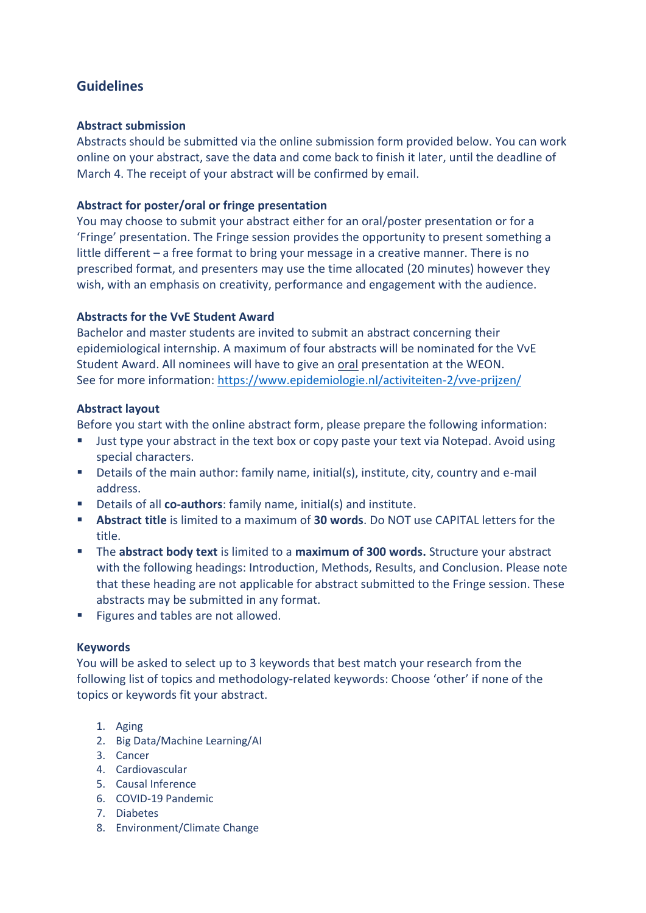## Guidelines

### Abstract submission

Abstracts should be submitted via the online submission form provided below. You can work online on your abstract, save the data and come back to finish it later, until the deadline of March 4. The receipt of your abstract will be confirmed by email.

### Abstract for poster/oral or fringe presentation

You may choose to submit your abstract either for an oral/poster presentation or for a 'Fringe' presentation. The Fringe session provides the opportunity to present something a little different – a free format to bring your message in a creative manner. There is no prescribed format, and presenters may use the time allocated (20 minutes) however they wish, with an emphasis on creativity, performance and engagement with the audience.

### Abstracts for the VvE Student Award

Bachelor and master students are invited to submit an abstract concerning their epidemiological internship. A maximum of four abstracts will be nominated for the VvE Student Award. All nominees will have to give an oral presentation at the WEON.
See for more information: https://www.epidemiologie.nl/activiteiten-2/vve-prijzen/

### Abstract layout

Before you start with the online abstract form, please prepare the following information:

- Just type your abstract in the text box or copy paste your text via Notepad. Avoid using special characters.
- Details of the main author: family name, initial(s), institute, city, country and e-mail address.
- Details of all **co-authors**: family name, initial(s) and institute.
- **Abstract title** is limited to a maximum of **30 words**. Do NOT use CAPITAL letters for the title.
- The **abstract body text** is limited to a **maximum of 300 words.** Structure your abstract with the following headings: Introduction, Methods, Results, and Conclusion. Please note that these heading are not applicable for abstract submitted to the Fringe session. These abstracts may be submitted in any format.
- Figures and tables are not allowed.

### Keywords

You will be asked to select up to 3 keywords that best match your research from the following list of topics and methodology-related keywords: Choose 'other' if none of the topics or keywords fit your abstract.

1. Aging
2. Big Data/Machine Learning/AI
3. Cancer
4. Cardiovascular
5. Causal Inference
6. COVID-19 Pandemic
7. Diabetes
8. Environment/Climate Change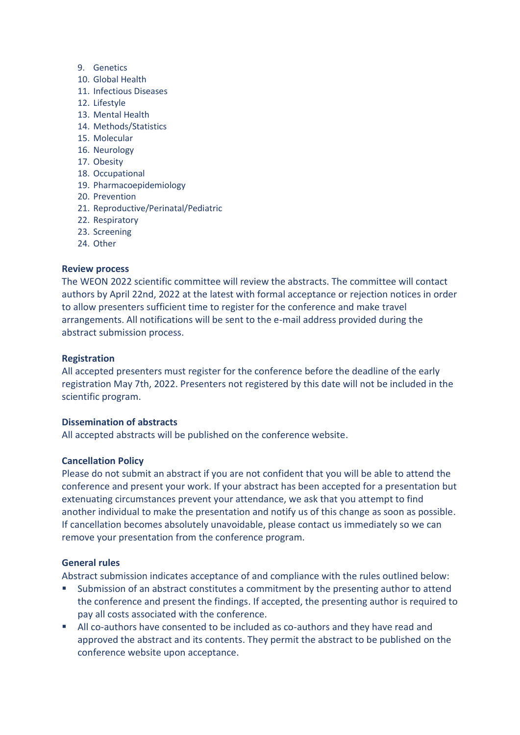9. Genetics
10. Global Health
11. Infectious Diseases
12. Lifestyle
13. Mental Health
14. Methods/Statistics
15. Molecular
16. Neurology
17. Obesity
18. Occupational
19. Pharmacoepidemiology
20. Prevention
21. Reproductive/Perinatal/Pediatric
22. Respiratory
23. Screening
24. Other

**Review process**

The WEON 2022 scientific committee will review the abstracts. The committee will contact authors by April 22nd, 2022 at the latest with formal acceptance or rejection notices in order to allow presenters sufficient time to register for the conference and make travel arrangements. All notifications will be sent to the e-mail address provided during the abstract submission process.

**Registration**

All accepted presenters must register for the conference before the deadline of the early registration May 7th, 2022. Presenters not registered by this date will not be included in the scientific program.

**Dissemination of abstracts**

All accepted abstracts will be published on the conference website.

**Cancellation Policy**

Please do not submit an abstract if you are not confident that you will be able to attend the conference and present your work. If your abstract has been accepted for a presentation but extenuating circumstances prevent your attendance, we ask that you attempt to find another individual to make the presentation and notify us of this change as soon as possible. If cancellation becomes absolutely unavoidable, please contact us immediately so we can remove your presentation from the conference program.

**General rules**

Abstract submission indicates acceptance of and compliance with the rules outlined below:

- Submission of an abstract constitutes a commitment by the presenting author to attend the conference and present the findings. If accepted, the presenting author is required to pay all costs associated with the conference.
- All co-authors have consented to be included as co-authors and they have read and approved the abstract and its contents. They permit the abstract to be published on the conference website upon acceptance.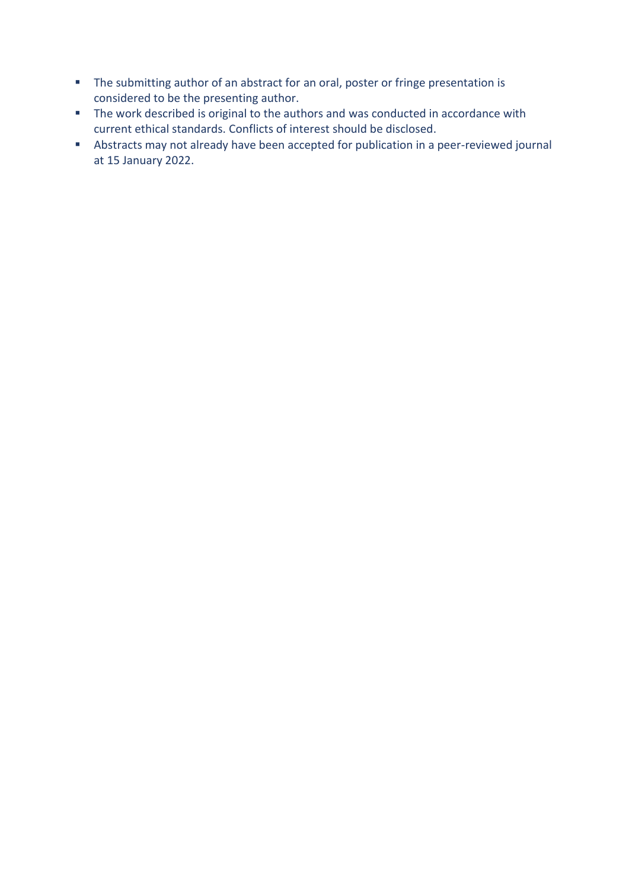- The submitting author of an abstract for an oral, poster or fringe presentation is considered to be the presenting author.
- The work described is original to the authors and was conducted in accordance with current ethical standards. Conflicts of interest should be disclosed.
- Abstracts may not already have been accepted for publication in a peer-reviewed journal at 15 January 2022.